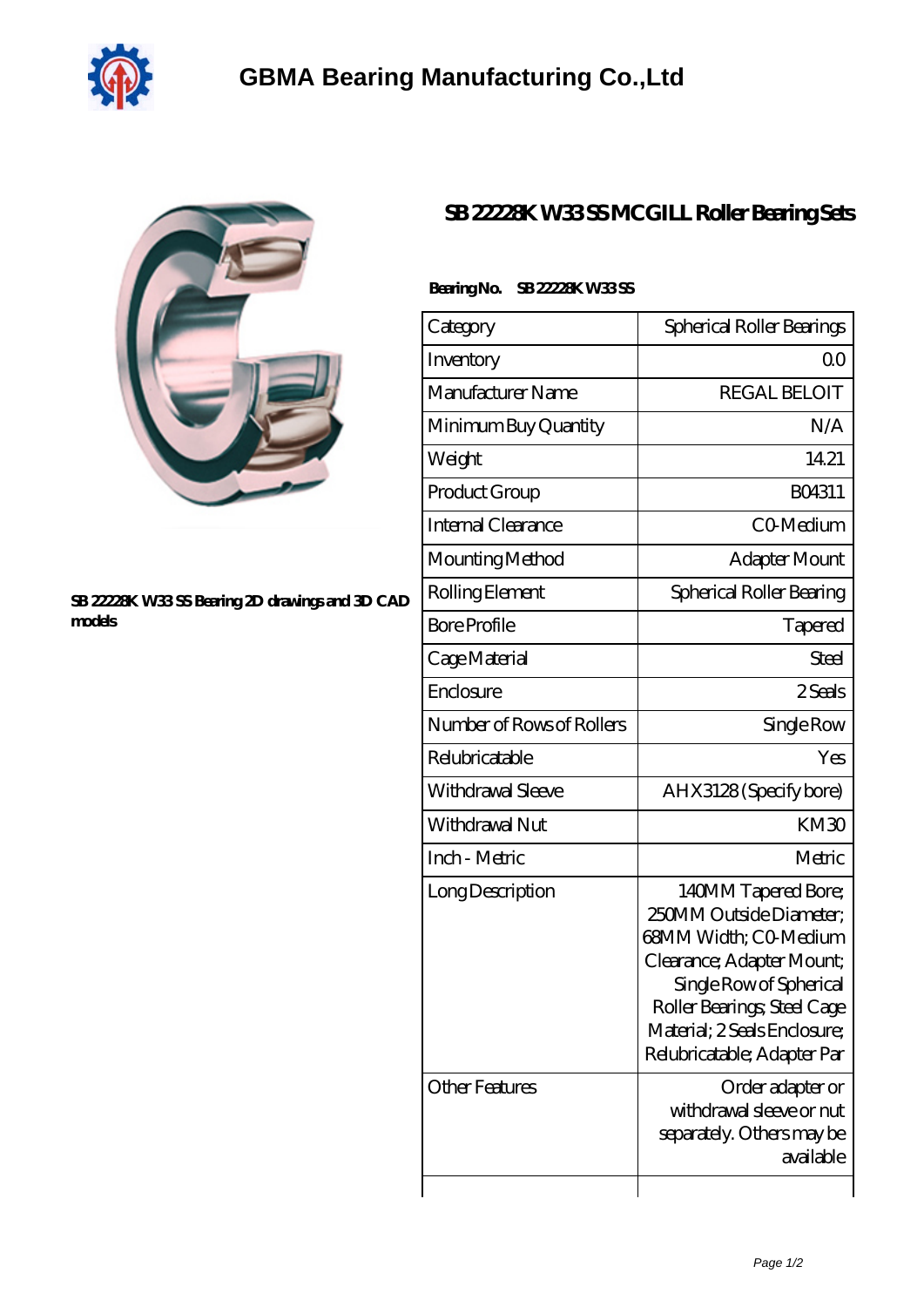# GBMA Bearing Manufacturing Co.,Ltd

SB 22228K W33 SS Bearing 2D drawings and 3D CAD models

## SB 22228K W33 SS MCGILL Roller Bearing Sets

**Bearing No.** SB 22228K W33 SS

| Category | Spherical Roller Bearings |
|---|---|
| Inventory | 0.0 |
| Manufacturer Name | REGAL BELOIT |
| Minimum Buy Quantity | N/A |
| Weight | 14.21 |
| Product Group | B04311 |
| Internal Clearance | C0-Medium |
| Mounting Method | Adapter Mount |
| Rolling Element | Spherical Roller Bearing |
| Bore Profile | Tapered |
| Cage Material | Steel |
| Enclosure | 2 Seals |
| Number of Rows of Rollers | Single Row |
| Relubricatable | Yes |
| Withdrawal Sleeve | AHX3128 (Specify bore) |
| Withdrawal Nut | KM30 |
| Inch - Metric | Metric |
| Long Description | 140MM Tapered Bore; 250MM Outside Diameter; 68MM Width; C0-Medium Clearance; Adapter Mount; Single Row of Spherical Roller Bearings; Steel Cage Material; 2 Seals Enclosure; Relubricatable; Adapter Par |
| Other Features | Order adapter or withdrawal sleeve or nut separately. Others may be available |
| | |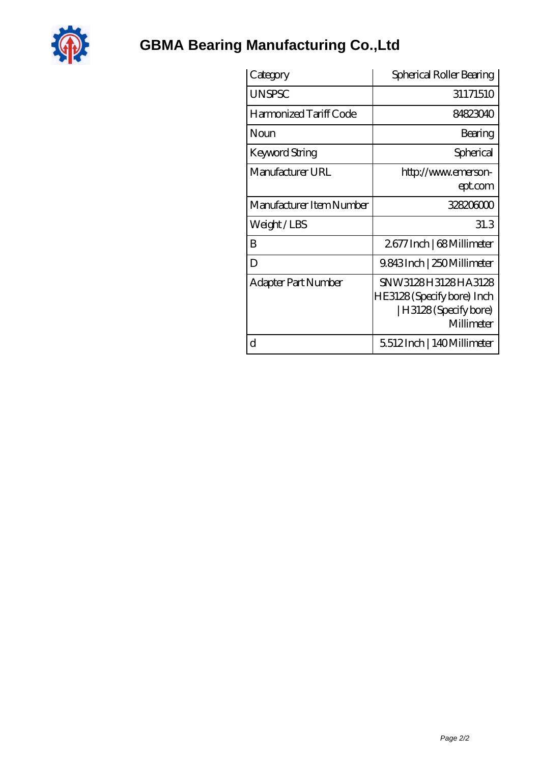# GBMA Bearing Manufacturing Co.,Ltd

| | |
|---|---|
| Category | Spherical Roller Bearing |
| UNSPSC | 31171510 |
| Harmonized Tariff Code | 84823040 |
| Noun | Bearing |
| Keyword String | Spherical |
| Manufacturer URL | http://www.emerson-ept.com |
| Manufacturer Item Number | 328206000 |
| Weight / LBS | 31.3 |
| B | 2.677 Inch \| 68 Millimeter |
| D | 9.843 Inch \| 250 Millimeter |
| Adapter Part Number | SNW3128 H3128 HA3128 HE3128 (Specify bore) Inch \| H3128 (Specify bore) Millimeter |
| d | 5.512 Inch \| 140 Millimeter |